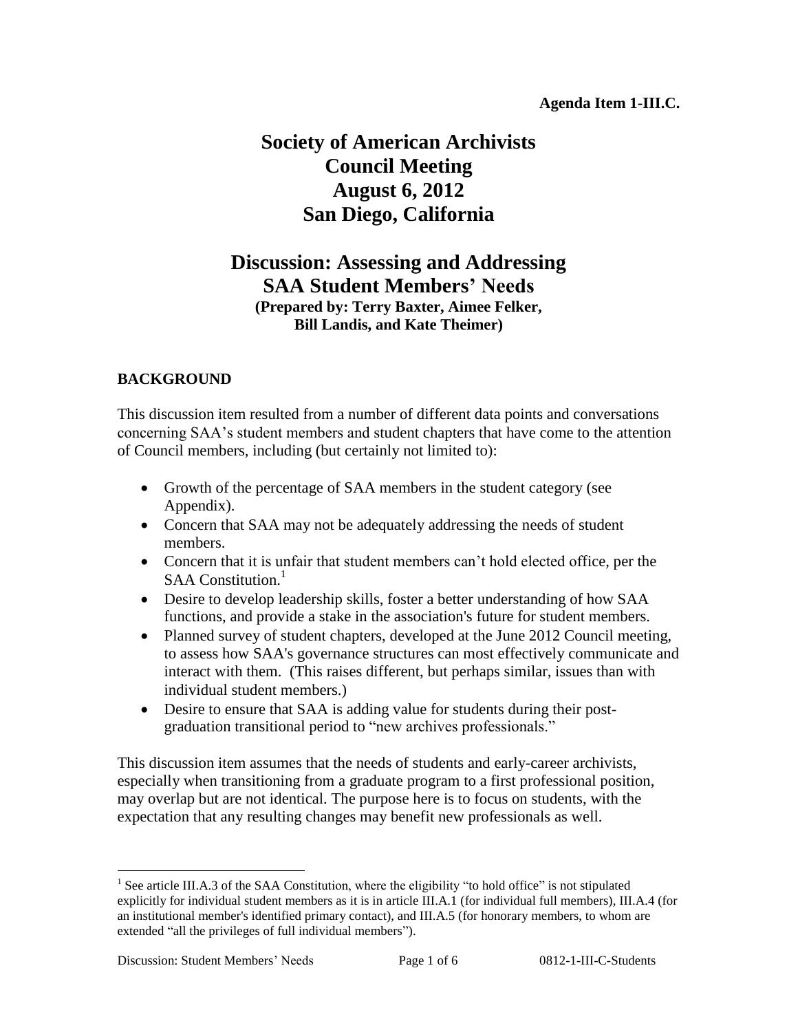**Agenda Item 1-III.C.**

# Society of American Archivists Council Meeting August 6, 2012 San Diego, California

## Discussion: Assessing and Addressing SAA Student Members' Needs

**(Prepared by: Terry Baxter, Aimee Felker, Bill Landis, and Kate Theimer)**

### BACKGROUND

This discussion item resulted from a number of different data points and conversations concerning SAA's student members and student chapters that have come to the attention of Council members, including (but certainly not limited to):

- Growth of the percentage of SAA members in the student category (see Appendix).
- Concern that SAA may not be adequately addressing the needs of student members.
- Concern that it is unfair that student members can't hold elected office, per the SAA Constitution.[1]
- Desire to develop leadership skills, foster a better understanding of how SAA functions, and provide a stake in the association's future for student members.
- Planned survey of student chapters, developed at the June 2012 Council meeting, to assess how SAA's governance structures can most effectively communicate and interact with them. (This raises different, but perhaps similar, issues than with individual student members.)
- Desire to ensure that SAA is adding value for students during their post-graduation transitional period to "new archives professionals."

This discussion item assumes that the needs of students and early-career archivists, especially when transitioning from a graduate program to a first professional position, may overlap but are not identical. The purpose here is to focus on students, with the expectation that any resulting changes may benefit new professionals as well.

[1] See article III.A.3 of the SAA Constitution, where the eligibility "to hold office" is not stipulated explicitly for individual student members as it is in article III.A.1 (for individual full members), III.A.4 (for an institutional member's identified primary contact), and III.A.5 (for honorary members, to whom are extended "all the privileges of full individual members").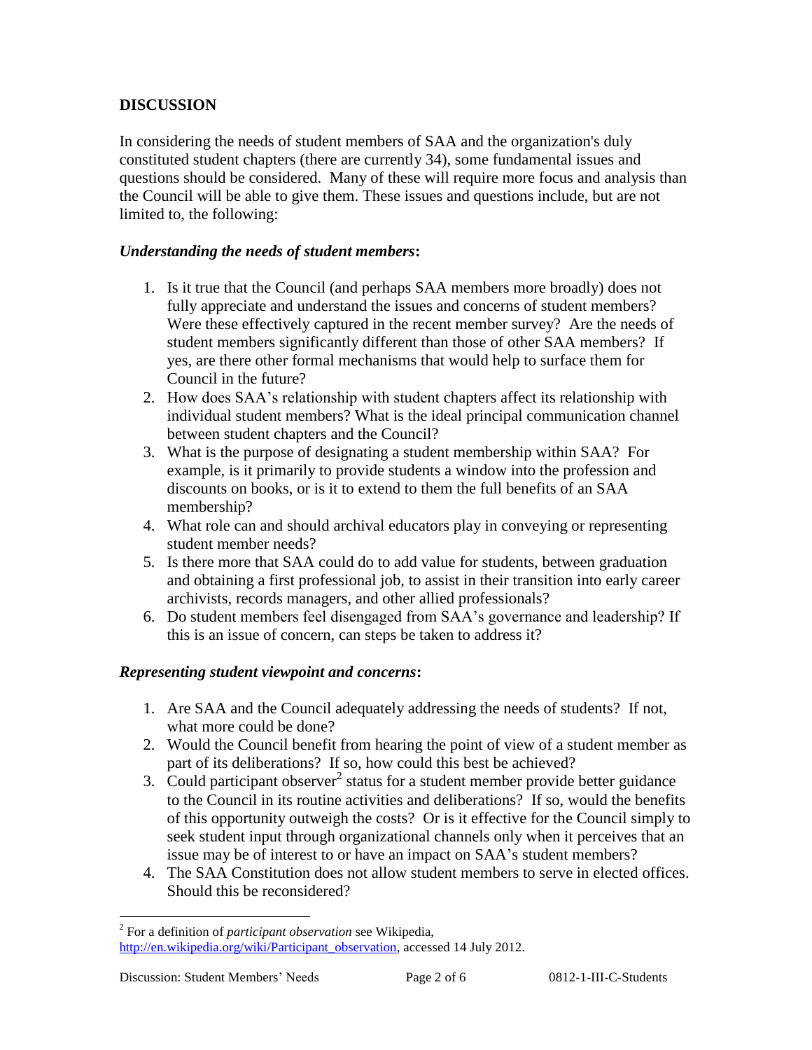## DISCUSSION

In considering the needs of student members of SAA and the organization's duly constituted student chapters (there are currently 34), some fundamental issues and questions should be considered. Many of these will require more focus and analysis than the Council will be able to give them. These issues and questions include, but are not limited to, the following:

### ***Understanding the needs of student members:***

1. Is it true that the Council (and perhaps SAA members more broadly) does not fully appreciate and understand the issues and concerns of student members? Were these effectively captured in the recent member survey? Are the needs of student members significantly different than those of other SAA members? If yes, are there other formal mechanisms that would help to surface them for Council in the future?
2. How does SAA's relationship with student chapters affect its relationship with individual student members? What is the ideal principal communication channel between student chapters and the Council?
3. What is the purpose of designating a student membership within SAA? For example, is it primarily to provide students a window into the profession and discounts on books, or is it to extend to them the full benefits of an SAA membership?
4. What role can and should archival educators play in conveying or representing student member needs?
5. Is there more that SAA could do to add value for students, between graduation and obtaining a first professional job, to assist in their transition into early career archivists, records managers, and other allied professionals?
6. Do student members feel disengaged from SAA's governance and leadership? If this is an issue of concern, can steps be taken to address it?

### ***Representing student viewpoint and concerns:***

1. Are SAA and the Council adequately addressing the needs of students? If not, what more could be done?
2. Would the Council benefit from hearing the point of view of a student member as part of its deliberations? If so, how could this best be achieved?
3. Could participant observer[2] status for a student member provide better guidance to the Council in its routine activities and deliberations? If so, would the benefits of this opportunity outweigh the costs? Or is it effective for the Council simply to seek student input through organizational channels only when it perceives that an issue may be of interest to or have an impact on SAA's student members?
4. The SAA Constitution does not allow student members to serve in elected offices. Should this be reconsidered?

---

[2] For a definition of *participant observation* see Wikipedia, http://en.wikipedia.org/wiki/Participant_observation, accessed 14 July 2012.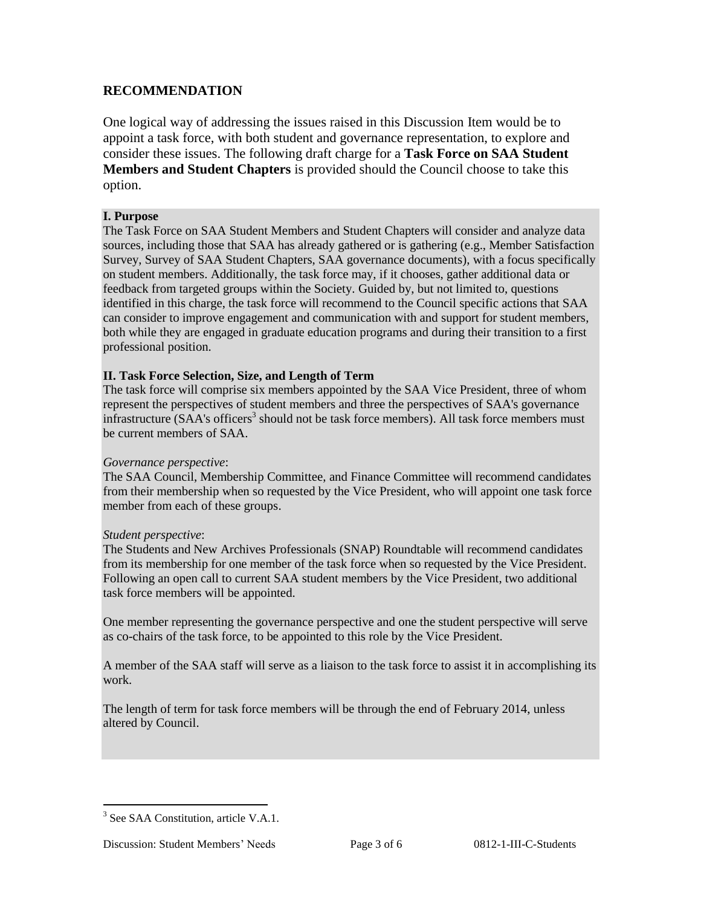## RECOMMENDATION

One logical way of addressing the issues raised in this Discussion Item would be to appoint a task force, with both student and governance representation, to explore and consider these issues. The following draft charge for a **Task Force on SAA Student Members and Student Chapters** is provided should the Council choose to take this option.

**I. Purpose**

The Task Force on SAA Student Members and Student Chapters will consider and analyze data sources, including those that SAA has already gathered or is gathering (e.g., Member Satisfaction Survey, Survey of SAA Student Chapters, SAA governance documents), with a focus specifically on student members. Additionally, the task force may, if it chooses, gather additional data or feedback from targeted groups within the Society. Guided by, but not limited to, questions identified in this charge, the task force will recommend to the Council specific actions that SAA can consider to improve engagement and communication with and support for student members, both while they are engaged in graduate education programs and during their transition to a first professional position.

**II. Task Force Selection, Size, and Length of Term**

The task force will comprise six members appointed by the SAA Vice President, three of whom represent the perspectives of student members and three the perspectives of SAA's governance infrastructure (SAA's officers[3] should not be task force members). All task force members must be current members of SAA.

*Governance perspective*:

The SAA Council, Membership Committee, and Finance Committee will recommend candidates from their membership when so requested by the Vice President, who will appoint one task force member from each of these groups.

*Student perspective*:

The Students and New Archives Professionals (SNAP) Roundtable will recommend candidates from its membership for one member of the task force when so requested by the Vice President. Following an open call to current SAA student members by the Vice President, two additional task force members will be appointed.

One member representing the governance perspective and one the student perspective will serve as co-chairs of the task force, to be appointed to this role by the Vice President.

A member of the SAA staff will serve as a liaison to the task force to assist it in accomplishing its work.

The length of term for task force members will be through the end of February 2014, unless altered by Council.

---

[3] See SAA Constitution, article V.A.1.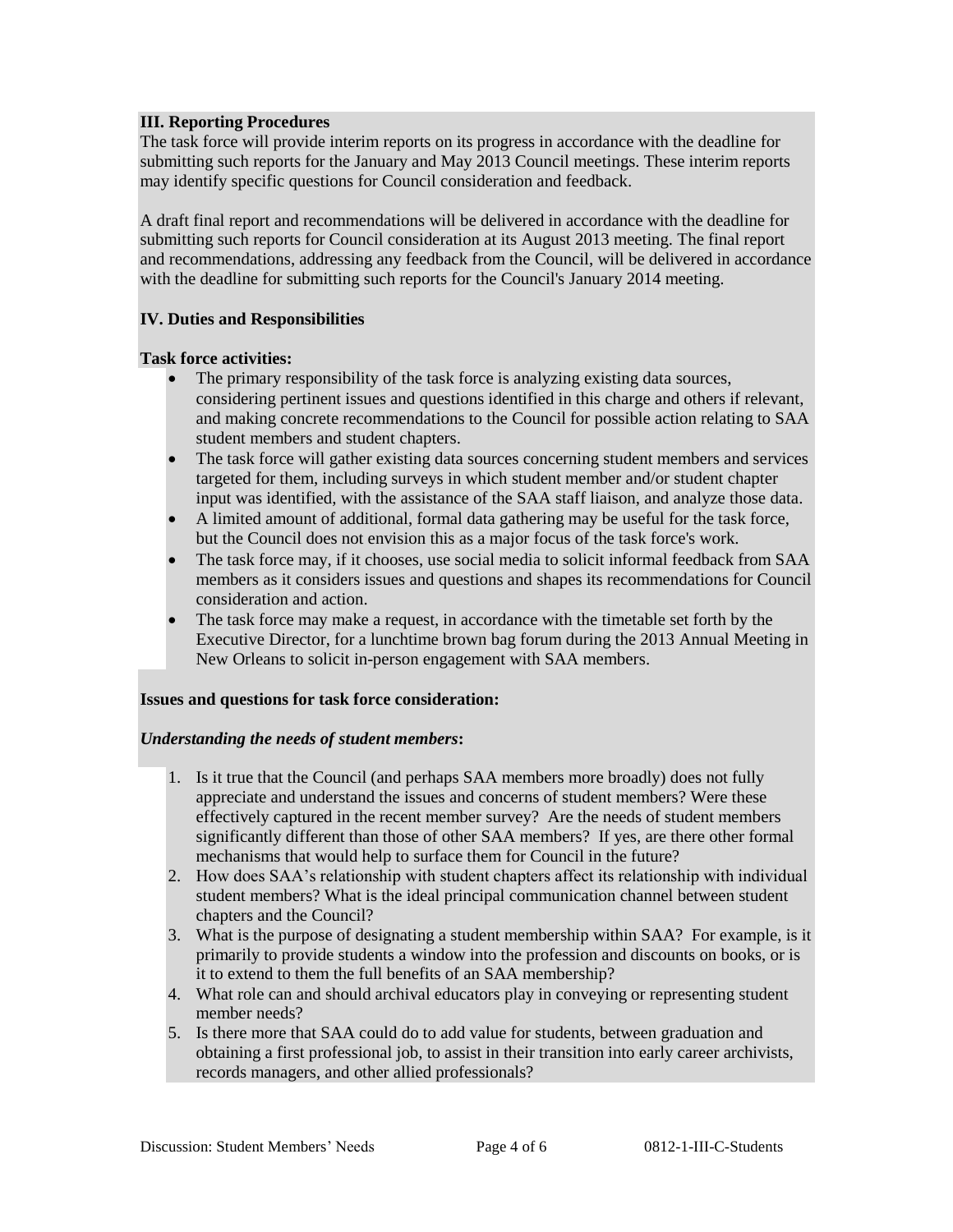**III. Reporting Procedures**

The task force will provide interim reports on its progress in accordance with the deadline for submitting such reports for the January and May 2013 Council meetings. These interim reports may identify specific questions for Council consideration and feedback.

A draft final report and recommendations will be delivered in accordance with the deadline for submitting such reports for Council consideration at its August 2013 meeting. The final report and recommendations, addressing any feedback from the Council, will be delivered in accordance with the deadline for submitting such reports for the Council's January 2014 meeting.

**IV. Duties and Responsibilities**

**Task force activities:**

- The primary responsibility of the task force is analyzing existing data sources, considering pertinent issues and questions identified in this charge and others if relevant, and making concrete recommendations to the Council for possible action relating to SAA student members and student chapters.
- The task force will gather existing data sources concerning student members and services targeted for them, including surveys in which student member and/or student chapter input was identified, with the assistance of the SAA staff liaison, and analyze those data.
- A limited amount of additional, formal data gathering may be useful for the task force, but the Council does not envision this as a major focus of the task force's work.
- The task force may, if it chooses, use social media to solicit informal feedback from SAA members as it considers issues and questions and shapes its recommendations for Council consideration and action.
- The task force may make a request, in accordance with the timetable set forth by the Executive Director, for a lunchtime brown bag forum during the 2013 Annual Meeting in New Orleans to solicit in-person engagement with SAA members.

**Issues and questions for task force consideration:**

***Understanding the needs of student members*:**

1. Is it true that the Council (and perhaps SAA members more broadly) does not fully appreciate and understand the issues and concerns of student members? Were these effectively captured in the recent member survey? Are the needs of student members significantly different than those of other SAA members? If yes, are there other formal mechanisms that would help to surface them for Council in the future?
2. How does SAA's relationship with student chapters affect its relationship with individual student members? What is the ideal principal communication channel between student chapters and the Council?
3. What is the purpose of designating a student membership within SAA? For example, is it primarily to provide students a window into the profession and discounts on books, or is it to extend to them the full benefits of an SAA membership?
4. What role can and should archival educators play in conveying or representing student member needs?
5. Is there more that SAA could do to add value for students, between graduation and obtaining a first professional job, to assist in their transition into early career archivists, records managers, and other allied professionals?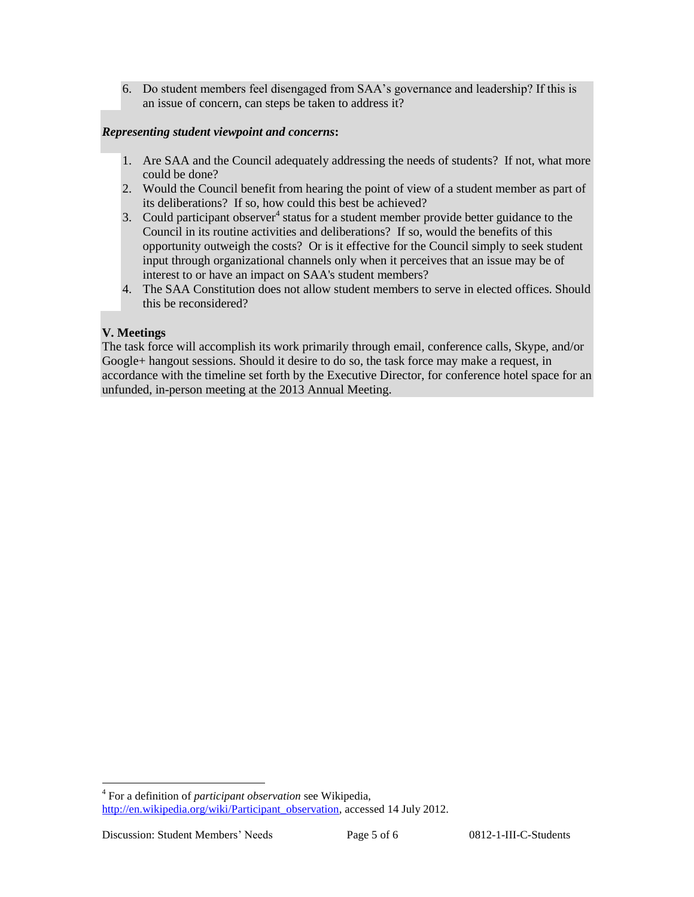6. Do student members feel disengaged from SAA's governance and leadership? If this is an issue of concern, can steps be taken to address it?

***Representing student viewpoint and concerns*:**

1. Are SAA and the Council adequately addressing the needs of students? If not, what more could be done?
2. Would the Council benefit from hearing the point of view of a student member as part of its deliberations? If so, how could this best be achieved?
3. Could participant observer[4] status for a student member provide better guidance to the Council in its routine activities and deliberations? If so, would the benefits of this opportunity outweigh the costs? Or is it effective for the Council simply to seek student input through organizational channels only when it perceives that an issue may be of interest to or have an impact on SAA's student members?
4. The SAA Constitution does not allow student members to serve in elected offices. Should this be reconsidered?

**V. Meetings**

The task force will accomplish its work primarily through email, conference calls, Skype, and/or Google+ hangout sessions. Should it desire to do so, the task force may make a request, in accordance with the timeline set forth by the Executive Director, for conference hotel space for an unfunded, in-person meeting at the 2013 Annual Meeting.

[4] For a definition of *participant observation* see Wikipedia, http://en.wikipedia.org/wiki/Participant_observation, accessed 14 July 2012.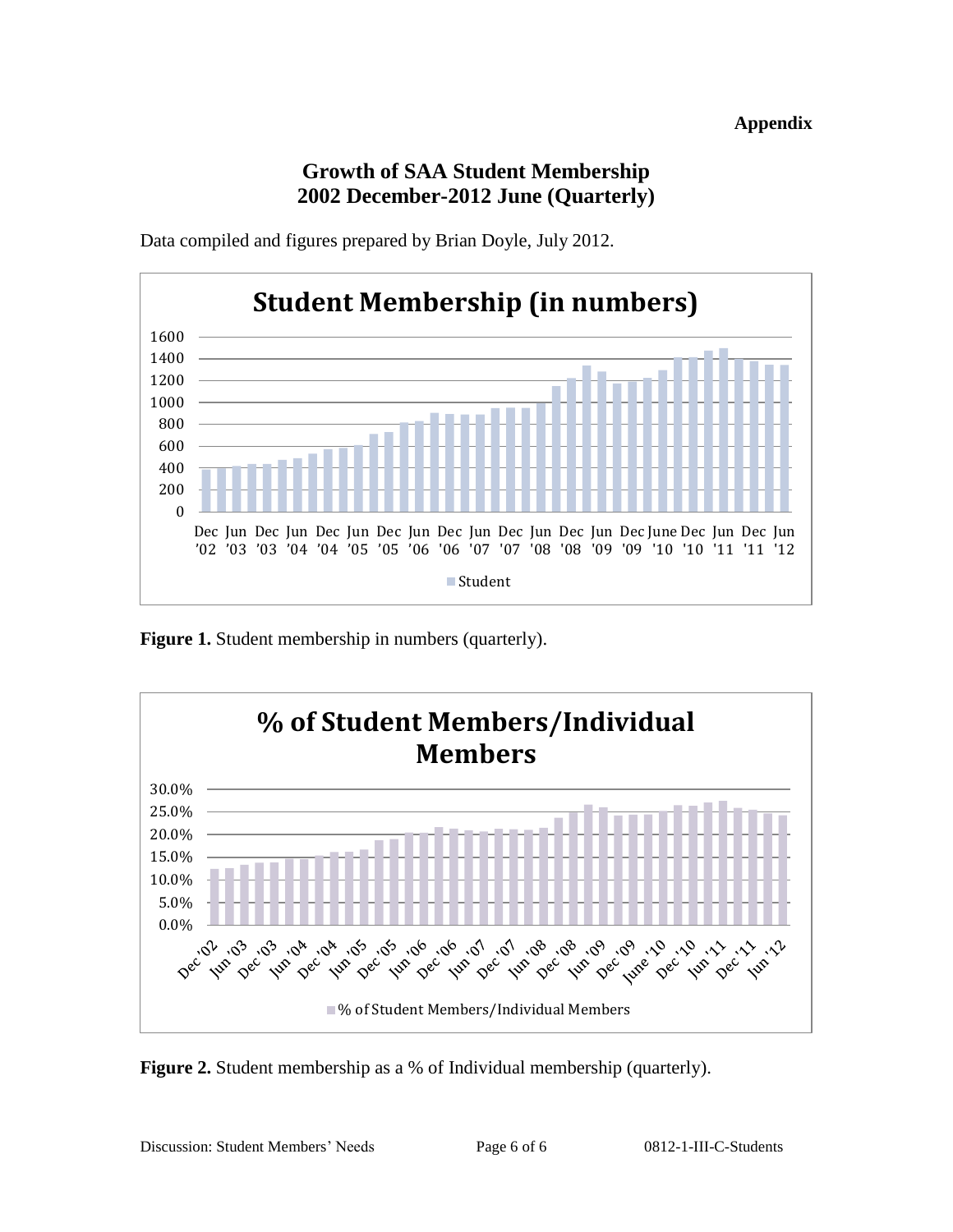**Appendix**

## Growth of SAA Student Membership
## 2002 December-2012 June (Quarterly)

Data compiled and figures prepared by Brian Doyle, July 2012.

Student Membership (in numbers)

1600
1400
1200
1000
800
600
400
200
0

Dec '02 Jun '03 Dec '03 Jun '04 Dec '04 Jun '05 Dec '05 Jun '06 Dec '06 Jun '07 Dec '07 Jun '08 Dec '08 Jun '09 Dec '09 June '10 Dec '10 Jun '11 Dec '11 Jun '12

Student

**Figure 1.** Student membership in numbers (quarterly).

% of Student Members/Individual Members

30.0%
25.0%
20.0%
15.0%
10.0%
5.0%
0.0%

Dec '02 Jun '03 Dec '03 Jun '04 Dec '04 Jun '05 Dec '05 Jun '06 Dec '06 Jun '07 Dec '07 Jun '08 Dec '08 Jun '09 Dec '09 June '10 Dec '10 Jun '11 Dec '11 Jun '12

% of Student Members/Individual Members

**Figure 2.** Student membership as a % of Individual membership (quarterly).